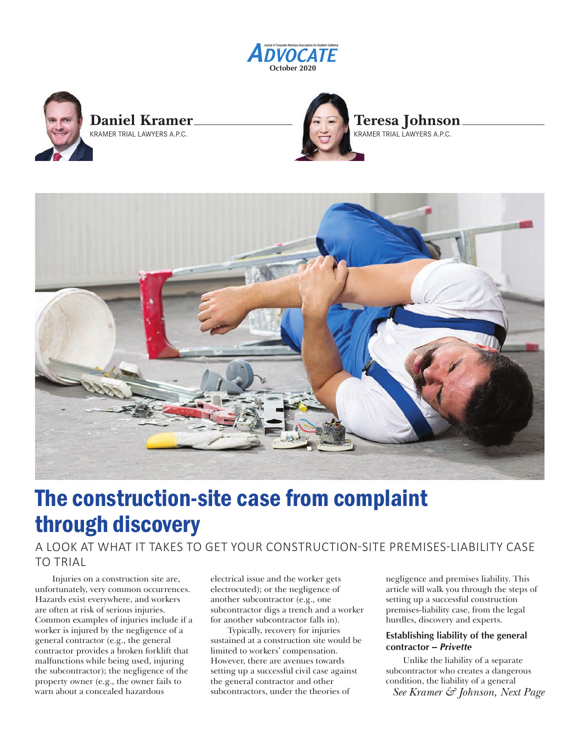Daniel Kramer
KRAMER TRIAL LAWYERS A.P.C.

Teresa Johnson
KRAMER TRIAL LAWYERS A.P.C.

# The construction-site case from complaint through discovery

## A LOOK AT WHAT IT TAKES TO GET YOUR CONSTRUCTION-SITE PREMISES-LIABILITY CASE TO TRIAL

Injuries on a construction site are, unfortunately, very common occurrences. Hazards exist everywhere, and workers are often at risk of serious injuries. Common examples of injuries include if a worker is injured by the negligence of a general contractor (e.g., the general contractor provides a broken forklift that malfunctions while being used, injuring the subcontractor); the negligence of the property owner (e.g., the owner fails to warn about a concealed hazardous electrical issue and the worker gets electrocuted); or the negligence of another subcontractor (e.g., one subcontractor digs a trench and a worker for another subcontractor falls in).

Typically, recovery for injuries sustained at a construction site would be limited to workers' compensation. However, there are avenues towards setting up a successful civil case against the general contractor and other subcontractors, under the theories of negligence and premises liability. This article will walk you through the steps of setting up a successful construction premises-liability case, from the legal hurdles, discovery and experts.

### Establishing liability of the general contractor – *Privette*

Unlike the liability of a separate subcontractor who creates a dangerous condition, the liability of a general

*See Kramer & Johnson, Next Page*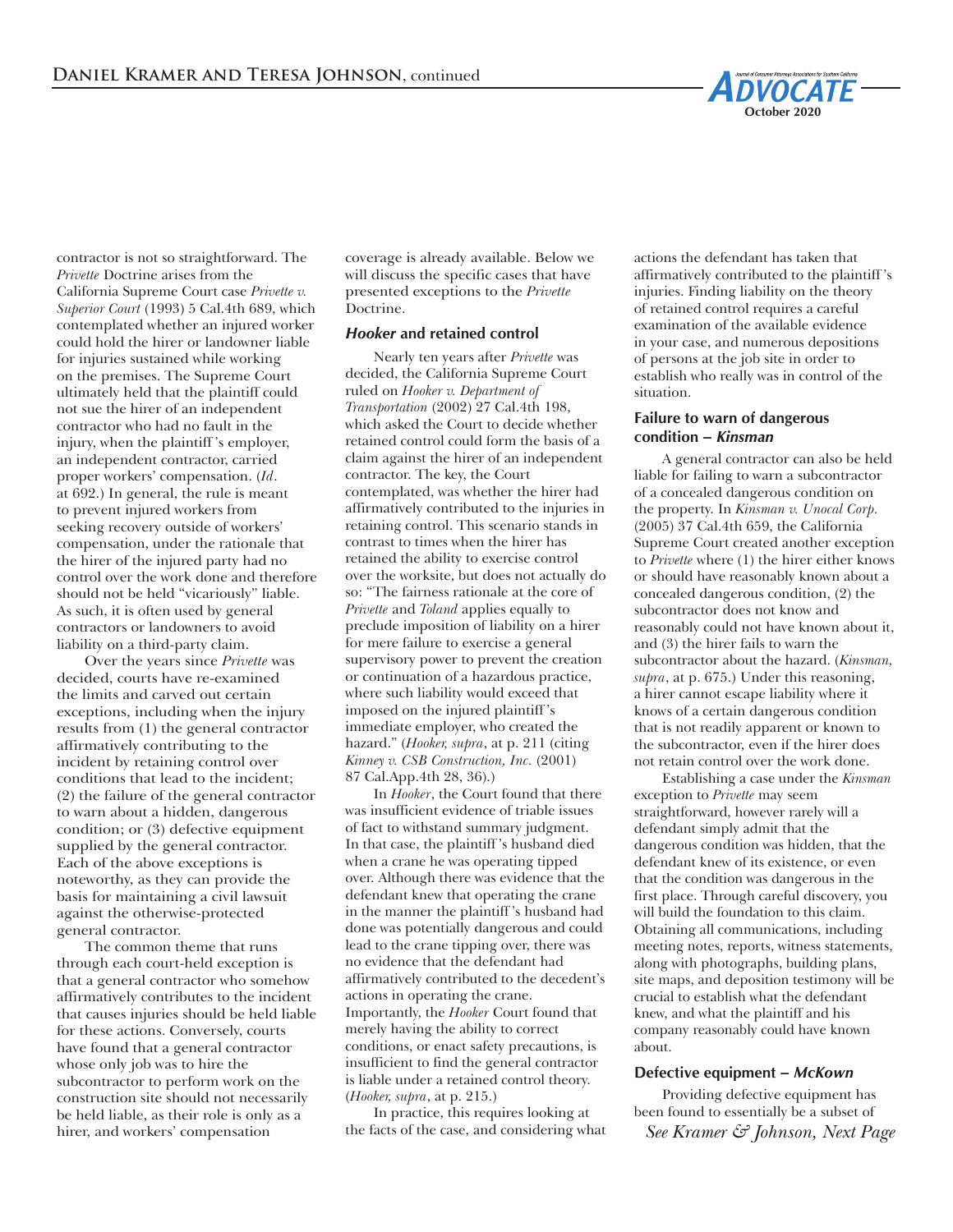contractor is not so straightforward. The *Privette* Doctrine arises from the California Supreme Court case *Privette v. Superior Court* (1993) 5 Cal.4th 689, which contemplated whether an injured worker could hold the hirer or landowner liable for injuries sustained while working on the premises. The Supreme Court ultimately held that the plaintiff could not sue the hirer of an independent contractor who had no fault in the injury, when the plaintiff's employer, an independent contractor, carried proper workers' compensation. (*Id*. at 692.) In general, the rule is meant to prevent injured workers from seeking recovery outside of workers' compensation, under the rationale that the hirer of the injured party had no control over the work done and therefore should not be held "vicariously" liable. As such, it is often used by general contractors or landowners to avoid liability on a third-party claim.

Over the years since *Privette* was decided, courts have re-examined the limits and carved out certain exceptions, including when the injury results from (1) the general contractor affirmatively contributing to the incident by retaining control over conditions that lead to the incident; (2) the failure of the general contractor to warn about a hidden, dangerous condition; or (3) defective equipment supplied by the general contractor. Each of the above exceptions is noteworthy, as they can provide the basis for maintaining a civil lawsuit against the otherwise-protected general contractor.

The common theme that runs through each court-held exception is that a general contractor who somehow affirmatively contributes to the incident that causes injuries should be held liable for these actions. Conversely, courts have found that a general contractor whose only job was to hire the subcontractor to perform work on the construction site should not necessarily be held liable, as their role is only as a hirer, and workers' compensation coverage is already available. Below we will discuss the specific cases that have presented exceptions to the *Privette* Doctrine.

### *Hooker* and retained control

Nearly ten years after *Privette* was decided, the California Supreme Court ruled on *Hooker v. Department of Transportation* (2002) 27 Cal.4th 198, which asked the Court to decide whether retained control could form the basis of a claim against the hirer of an independent contractor. The key, the Court contemplated, was whether the hirer had affirmatively contributed to the injuries in retaining control. This scenario stands in contrast to times when the hirer has retained the ability to exercise control over the worksite, but does not actually do so: "The fairness rationale at the core of *Privette* and *Toland* applies equally to preclude imposition of liability on a hirer for mere failure to exercise a general supervisory power to prevent the creation or continuation of a hazardous practice, where such liability would exceed that imposed on the injured plaintiff's immediate employer, who created the hazard." (*Hooker, supra*, at p. 211 (citing *Kinney v. CSB Construction, Inc.* (2001) 87 Cal.App.4th 28, 36).)

In *Hooker*, the Court found that there was insufficient evidence of triable issues of fact to withstand summary judgment. In that case, the plaintiff's husband died when a crane he was operating tipped over. Although there was evidence that the defendant knew that operating the crane in the manner the plaintiff's husband had done was potentially dangerous and could lead to the crane tipping over, there was no evidence that the defendant had affirmatively contributed to the decedent's actions in operating the crane. Importantly, the *Hooker* Court found that merely having the ability to correct conditions, or enact safety precautions, is insufficient to find the general contractor is liable under a retained control theory. (*Hooker, supra*, at p. 215.)

In practice, this requires looking at the facts of the case, and considering what actions the defendant has taken that affirmatively contributed to the plaintiff's injuries. Finding liability on the theory of retained control requires a careful examination of the available evidence in your case, and numerous depositions of persons at the job site in order to establish who really was in control of the situation.

### Failure to warn of dangerous condition – *Kinsman*

A general contractor can also be held liable for failing to warn a subcontractor of a concealed dangerous condition on the property. In *Kinsman v. Unocal Corp.* (2005) 37 Cal.4th 659, the California Supreme Court created another exception to *Privette* where (1) the hirer either knows or should have reasonably known about a concealed dangerous condition, (2) the subcontractor does not know and reasonably could not have known about it, and (3) the hirer fails to warn the subcontractor about the hazard. (*Kinsman, supra*, at p. 675.) Under this reasoning, a hirer cannot escape liability where it knows of a certain dangerous condition that is not readily apparent or known to the subcontractor, even if the hirer does not retain control over the work done.

Establishing a case under the *Kinsman* exception to *Privette* may seem straightforward, however rarely will a defendant simply admit that the dangerous condition was hidden, that the defendant knew of its existence, or even that the condition was dangerous in the first place. Through careful discovery, you will build the foundation to this claim. Obtaining all communications, including meeting notes, reports, witness statements, along with photographs, building plans, site maps, and deposition testimony will be crucial to establish what the defendant knew, and what the plaintiff and his company reasonably could have known about.

### Defective equipment – *McKown*

Providing defective equipment has been found to essentially be a subset of

*See Kramer & Johnson, Next Page*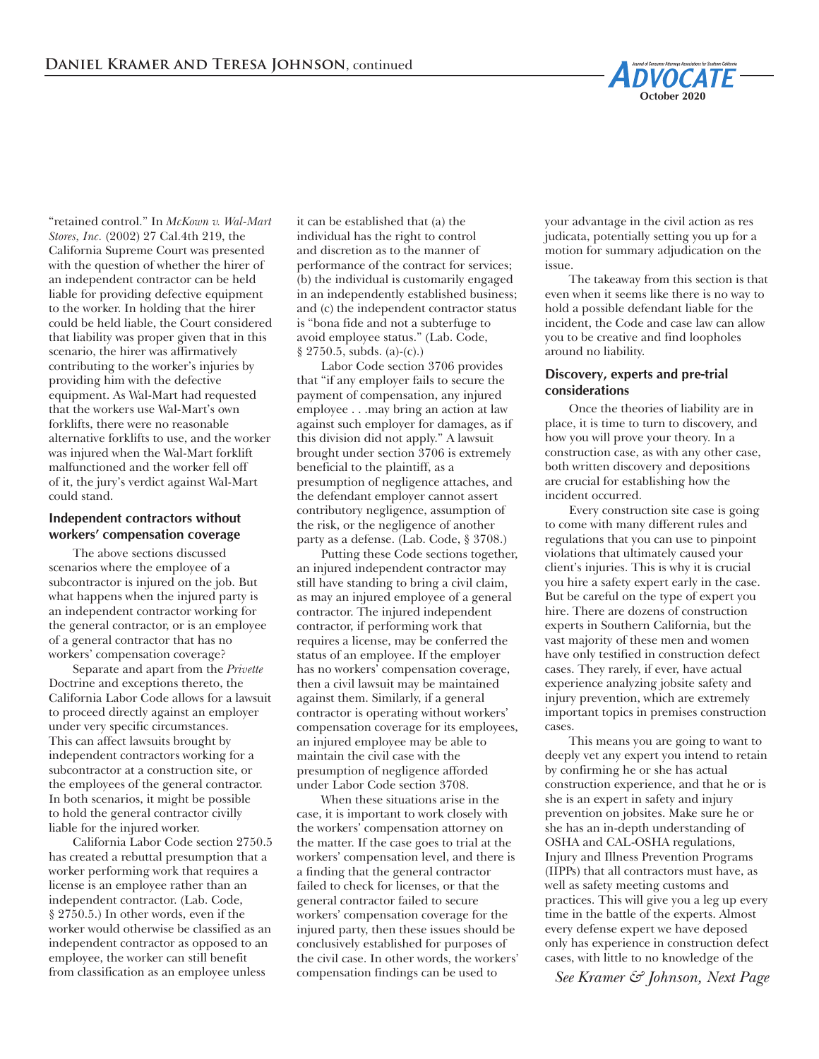"retained control." In *McKown v. Wal-Mart Stores, Inc.* (2002) 27 Cal.4th 219, the California Supreme Court was presented with the question of whether the hirer of an independent contractor can be held liable for providing defective equipment to the worker. In holding that the hirer could be held liable, the Court considered that liability was proper given that in this scenario, the hirer was affirmatively contributing to the worker's injuries by providing him with the defective equipment. As Wal-Mart had requested that the workers use Wal-Mart's own forklifts, there were no reasonable alternative forklifts to use, and the worker was injured when the Wal-Mart forklift malfunctioned and the worker fell off of it, the jury's verdict against Wal-Mart could stand.

### Independent contractors without workers' compensation coverage

The above sections discussed scenarios where the employee of a subcontractor is injured on the job. But what happens when the injured party is an independent contractor working for the general contractor, or is an employee of a general contractor that has no workers' compensation coverage?

Separate and apart from the *Privette* Doctrine and exceptions thereto, the California Labor Code allows for a lawsuit to proceed directly against an employer under very specific circumstances. This can affect lawsuits brought by independent contractors working for a subcontractor at a construction site, or the employees of the general contractor. In both scenarios, it might be possible to hold the general contractor civilly liable for the injured worker.

California Labor Code section 2750.5 has created a rebuttal presumption that a worker performing work that requires a license is an employee rather than an independent contractor. (Lab. Code, § 2750.5.) In other words, even if the worker would otherwise be classified as an independent contractor as opposed to an employee, the worker can still benefit from classification as an employee unless it can be established that (a) the individual has the right to control and discretion as to the manner of performance of the contract for services; (b) the individual is customarily engaged in an independently established business; and (c) the independent contractor status is "bona fide and not a subterfuge to avoid employee status." (Lab. Code, § 2750.5, subds. (a)-(c).)

Labor Code section 3706 provides that "if any employer fails to secure the payment of compensation, any injured employee . . .may bring an action at law against such employer for damages, as if this division did not apply." A lawsuit brought under section 3706 is extremely beneficial to the plaintiff, as a presumption of negligence attaches, and the defendant employer cannot assert contributory negligence, assumption of the risk, or the negligence of another party as a defense. (Lab. Code, § 3708.)

Putting these Code sections together, an injured independent contractor may still have standing to bring a civil claim, as may an injured employee of a general contractor. The injured independent contractor, if performing work that requires a license, may be conferred the status of an employee. If the employer has no workers' compensation coverage, then a civil lawsuit may be maintained against them. Similarly, if a general contractor is operating without workers' compensation coverage for its employees, an injured employee may be able to maintain the civil case with the presumption of negligence afforded under Labor Code section 3708.

When these situations arise in the case, it is important to work closely with the workers' compensation attorney on the matter. If the case goes to trial at the workers' compensation level, and there is a finding that the general contractor failed to check for licenses, or that the general contractor failed to secure workers' compensation coverage for the injured party, then these issues should be conclusively established for purposes of the civil case. In other words, the workers' compensation findings can be used to your advantage in the civil action as res judicata, potentially setting you up for a motion for summary adjudication on the issue.

The takeaway from this section is that even when it seems like there is no way to hold a possible defendant liable for the incident, the Code and case law can allow you to be creative and find loopholes around no liability.

### Discovery, experts and pre-trial considerations

Once the theories of liability are in place, it is time to turn to discovery, and how you will prove your theory. In a construction case, as with any other case, both written discovery and depositions are crucial for establishing how the incident occurred.

Every construction site case is going to come with many different rules and regulations that you can use to pinpoint violations that ultimately caused your client's injuries. This is why it is crucial you hire a safety expert early in the case. But be careful on the type of expert you hire. There are dozens of construction experts in Southern California, but the vast majority of these men and women have only testified in construction defect cases. They rarely, if ever, have actual experience analyzing jobsite safety and injury prevention, which are extremely important topics in premises construction cases.

This means you are going to want to deeply vet any expert you intend to retain by confirming he or she has actual construction experience, and that he or is she is an expert in safety and injury prevention on jobsites. Make sure he or she has an in-depth understanding of OSHA and CAL-OSHA regulations, Injury and Illness Prevention Programs (IIPPs) that all contractors must have, as well as safety meeting customs and practices. This will give you a leg up every time in the battle of the experts. Almost every defense expert we have deposed only has experience in construction defect cases, with little to no knowledge of the

*See Kramer & Johnson, Next Page*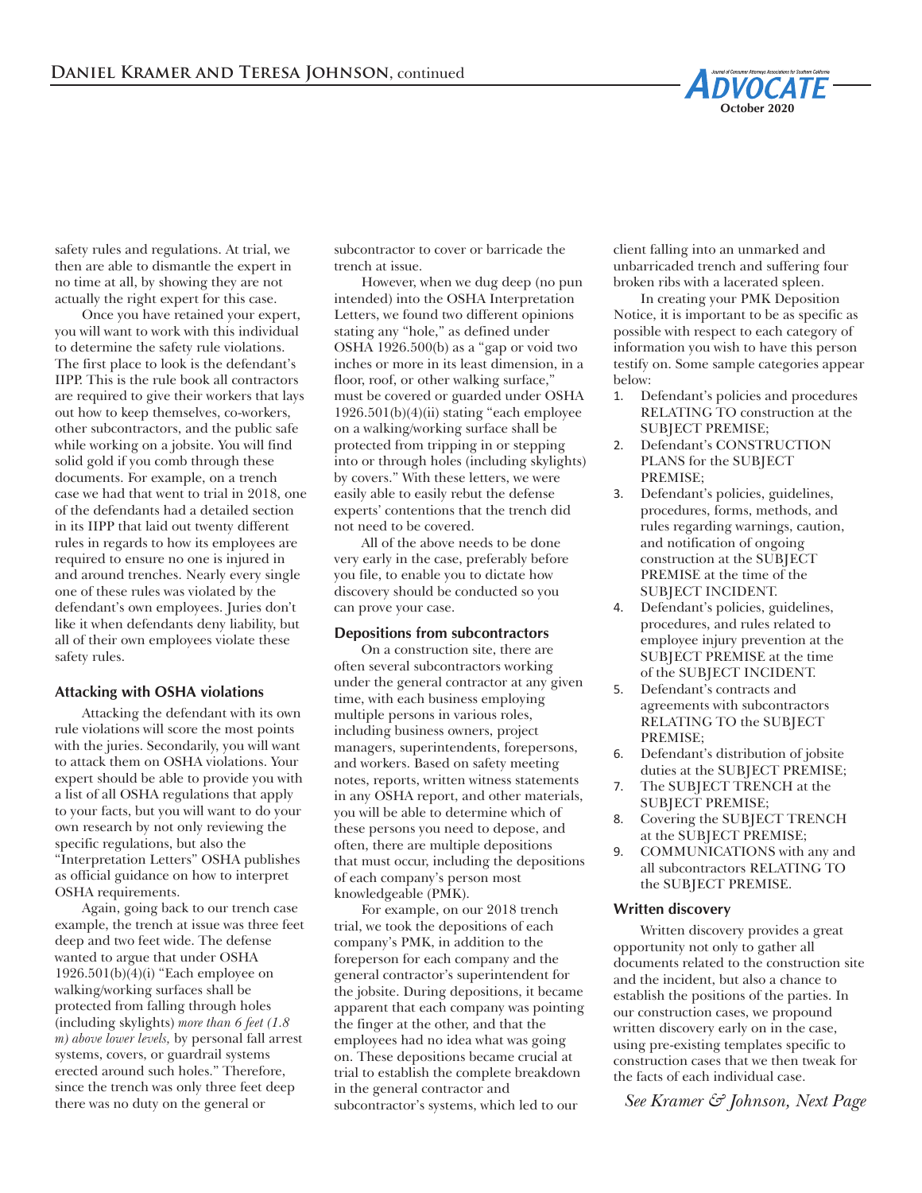safety rules and regulations. At trial, we then are able to dismantle the expert in no time at all, by showing they are not actually the right expert for this case.

Once you have retained your expert, you will want to work with this individual to determine the safety rule violations. The first place to look is the defendant's IIPP. This is the rule book all contractors are required to give their workers that lays out how to keep themselves, co-workers, other subcontractors, and the public safe while working on a jobsite. You will find solid gold if you comb through these documents. For example, on a trench case we had that went to trial in 2018, one of the defendants had a detailed section in its IIPP that laid out twenty different rules in regards to how its employees are required to ensure no one is injured in and around trenches. Nearly every single one of these rules was violated by the defendant's own employees. Juries don't like it when defendants deny liability, but all of their own employees violate these safety rules.

### Attacking with OSHA violations

Attacking the defendant with its own rule violations will score the most points with the juries. Secondarily, you will want to attack them on OSHA violations. Your expert should be able to provide you with a list of all OSHA regulations that apply to your facts, but you will want to do your own research by not only reviewing the specific regulations, but also the "Interpretation Letters" OSHA publishes as official guidance on how to interpret OSHA requirements.

Again, going back to our trench case example, the trench at issue was three feet deep and two feet wide. The defense wanted to argue that under OSHA 1926.501(b)(4)(i) "Each employee on walking/working surfaces shall be protected from falling through holes (including skylights) *more than 6 feet (1.8 m) above lower levels,* by personal fall arrest systems, covers, or guardrail systems erected around such holes." Therefore, since the trench was only three feet deep there was no duty on the general or subcontractor to cover or barricade the trench at issue.

However, when we dug deep (no pun intended) into the OSHA Interpretation Letters, we found two different opinions stating any "hole," as defined under OSHA 1926.500(b) as a "gap or void two inches or more in its least dimension, in a floor, roof, or other walking surface," must be covered or guarded under OSHA 1926.501(b)(4)(ii) stating "each employee on a walking/working surface shall be protected from tripping in or stepping into or through holes (including skylights) by covers." With these letters, we were easily able to easily rebut the defense experts' contentions that the trench did not need to be covered.

All of the above needs to be done very early in the case, preferably before you file, to enable you to dictate how discovery should be conducted so you can prove your case.

### Depositions from subcontractors

On a construction site, there are often several subcontractors working under the general contractor at any given time, with each business employing multiple persons in various roles, including business owners, project managers, superintendents, forepersons, and workers. Based on safety meeting notes, reports, written witness statements in any OSHA report, and other materials, you will be able to determine which of these persons you need to depose, and often, there are multiple depositions that must occur, including the depositions of each company's person most knowledgeable (PMK).

For example, on our 2018 trench trial, we took the depositions of each company's PMK, in addition to the foreperson for each company and the general contractor's superintendent for the jobsite. During depositions, it became apparent that each company was pointing the finger at the other, and that the employees had no idea what was going on. These depositions became crucial at trial to establish the complete breakdown in the general contractor and subcontractor's systems, which led to our client falling into an unmarked and unbarricaded trench and suffering four broken ribs with a lacerated spleen.

In creating your PMK Deposition Notice, it is important to be as specific as possible with respect to each category of information you wish to have this person testify on. Some sample categories appear below:

1. Defendant's policies and procedures RELATING TO construction at the SUBJECT PREMISE;
2. Defendant's CONSTRUCTION PLANS for the SUBJECT PREMISE;
3. Defendant's policies, guidelines, procedures, forms, methods, and rules regarding warnings, caution, and notification of ongoing construction at the SUBJECT PREMISE at the time of the SUBJECT INCIDENT.
4. Defendant's policies, guidelines, procedures, and rules related to employee injury prevention at the SUBJECT PREMISE at the time of the SUBJECT INCIDENT.
5. Defendant's contracts and agreements with subcontractors RELATING TO the SUBJECT PREMISE;
6. Defendant's distribution of jobsite duties at the SUBJECT PREMISE;
7. The SUBJECT TRENCH at the SUBJECT PREMISE;
8. Covering the SUBJECT TRENCH at the SUBJECT PREMISE;
9. COMMUNICATIONS with any and all subcontractors RELATING TO the SUBJECT PREMISE.

### Written discovery

Written discovery provides a great opportunity not only to gather all documents related to the construction site and the incident, but also a chance to establish the positions of the parties. In our construction cases, we propound written discovery early on in the case, using pre-existing templates specific to construction cases that we then tweak for the facts of each individual case.

*See Kramer & Johnson, Next Page*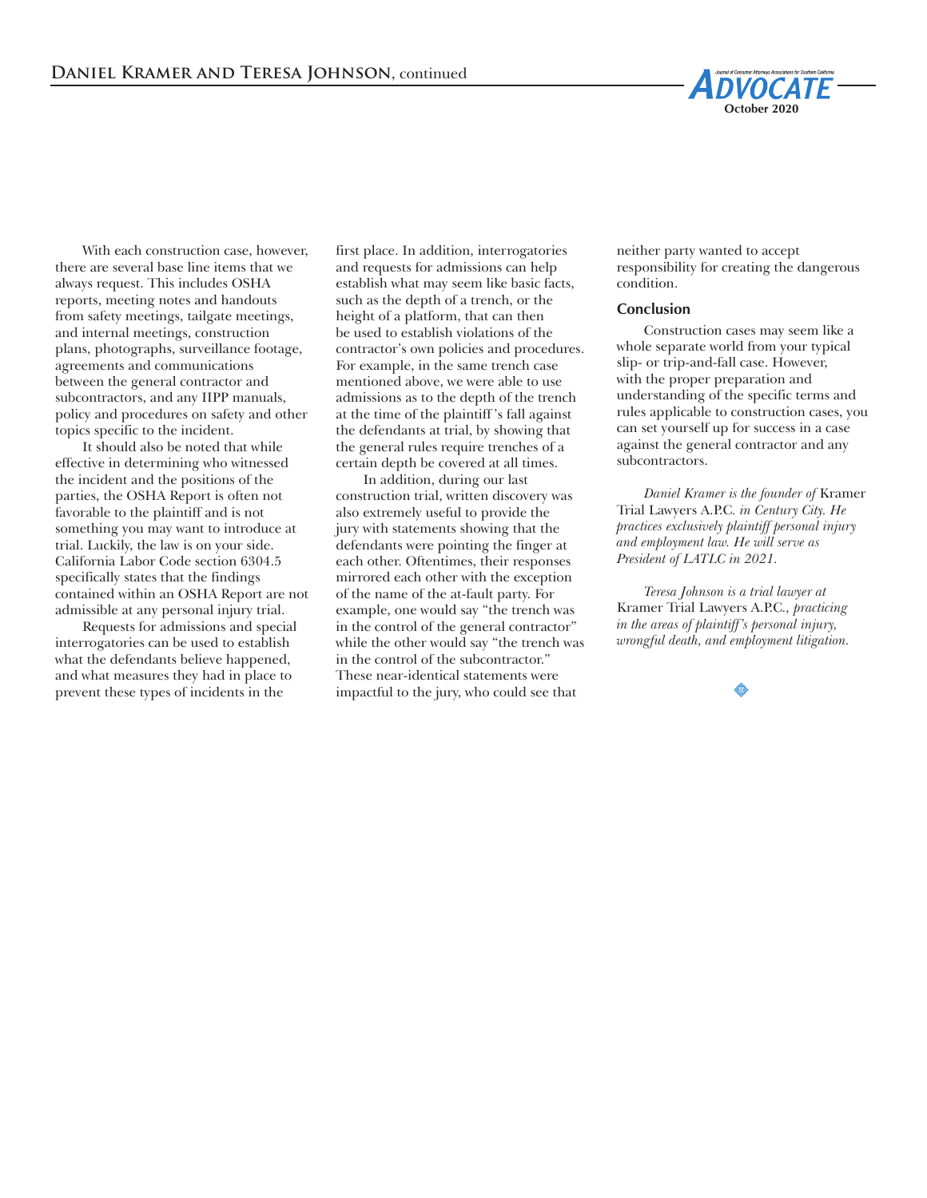With each construction case, however, there are several base line items that we always request. This includes OSHA reports, meeting notes and handouts from safety meetings, tailgate meetings, and internal meetings, construction plans, photographs, surveillance footage, agreements and communications between the general contractor and subcontractors, and any IIPP manuals, policy and procedures on safety and other topics specific to the incident.

It should also be noted that while effective in determining who witnessed the incident and the positions of the parties, the OSHA Report is often not favorable to the plaintiff and is not something you may want to introduce at trial. Luckily, the law is on your side. California Labor Code section 6304.5 specifically states that the findings contained within an OSHA Report are not admissible at any personal injury trial.

Requests for admissions and special interrogatories can be used to establish what the defendants believe happened, and what measures they had in place to prevent these types of incidents in the first place. In addition, interrogatories and requests for admissions can help establish what may seem like basic facts, such as the depth of a trench, or the height of a platform, that can then be used to establish violations of the contractor's own policies and procedures. For example, in the same trench case mentioned above, we were able to use admissions as to the depth of the trench at the time of the plaintiff's fall against the defendants at trial, by showing that the general rules require trenches of a certain depth be covered at all times.

In addition, during our last construction trial, written discovery was also extremely useful to provide the jury with statements showing that the defendants were pointing the finger at each other. Oftentimes, their responses mirrored each other with the exception of the name of the at-fault party. For example, one would say "the trench was in the control of the general contractor" while the other would say "the trench was in the control of the subcontractor." These near-identical statements were impactful to the jury, who could see that neither party wanted to accept responsibility for creating the dangerous condition.

## Conclusion

Construction cases may seem like a whole separate world from your typical slip- or trip-and-fall case. However, with the proper preparation and understanding of the specific terms and rules applicable to construction cases, you can set yourself up for success in a case against the general contractor and any subcontractors.

*Daniel Kramer is the founder of* Kramer Trial Lawyers A.P.C. *in Century City. He practices exclusively plaintiff personal injury and employment law. He will serve as President of LATLC in 2021.*

*Teresa Johnson is a trial lawyer at* Kramer Trial Lawyers A.P.C., *practicing in the areas of plaintiff's personal injury, wrongful death, and employment litigation.*